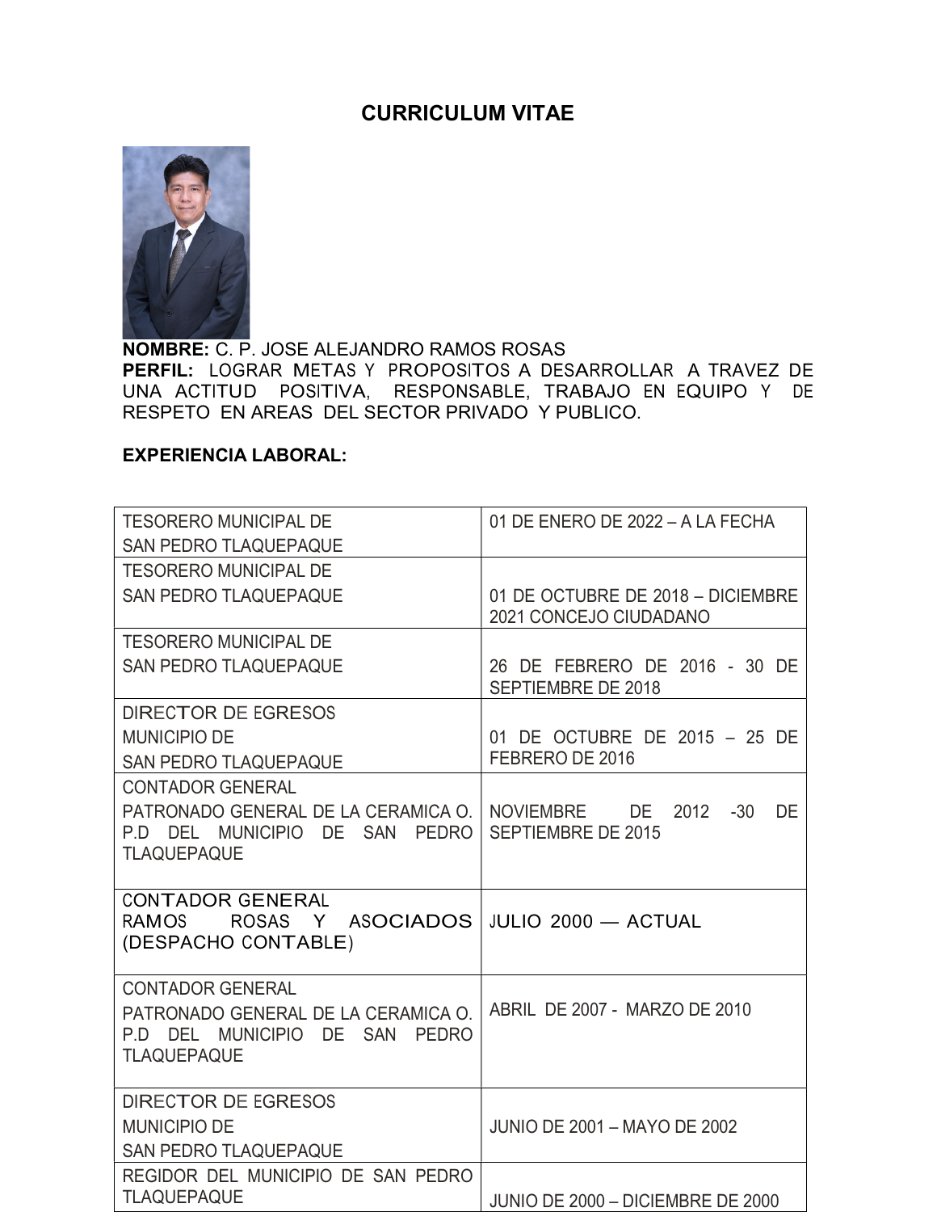# CURRICULUM VITAE

**NOMBRE:** C. P. JOSE ALEJANDRO RAMOS ROSAS

**PERFIL:** LOGRAR METAS Y PROPOSITOS A DESARROLLAR A TRAVEZ DE UNA ACTITUD POSITIVA, RESPONSABLE, TRABAJO EN EQUIPO Y DE RESPETO EN AREAS DEL SECTOR PRIVADO Y PUBLICO.

**EXPERIENCIA LABORAL:**

| | |
|---|---|
| TESORERO MUNICIPAL DE SAN PEDRO TLAQUEPAQUE | 01 DE ENERO DE 2022 – A LA FECHA |
| TESORERO MUNICIPAL DE SAN PEDRO TLAQUEPAQUE | 01 DE OCTUBRE DE 2018 – DICIEMBRE 2021 CONCEJO CIUDADANO |
| TESORERO MUNICIPAL DE SAN PEDRO TLAQUEPAQUE | 26 DE FEBRERO DE 2016 - 30 DE SEPTIEMBRE DE 2018 |
| DIRECTOR DE EGRESOS MUNICIPIO DE SAN PEDRO TLAQUEPAQUE | 01 DE OCTUBRE DE 2015 – 25 DE FEBRERO DE 2016 |
| CONTADOR GENERAL PATRONADO GENERAL DE LA CERAMICA O. P.D DEL MUNICIPIO DE SAN PEDRO TLAQUEPAQUE | NOVIEMBRE DE 2012 -30 DE SEPTIEMBRE DE 2015 |
| CONTADOR GENERAL RAMOS ROSAS Y ASOCIADOS (DESPACHO CONTABLE) | JULIO 2000 — ACTUAL |
| CONTADOR GENERAL PATRONADO GENERAL DE LA CERAMICA O. P.D DEL MUNICIPIO DE SAN PEDRO TLAQUEPAQUE | ABRIL DE 2007 - MARZO DE 2010 |
| DIRECTOR DE EGRESOS MUNICIPIO DE SAN PEDRO TLAQUEPAQUE | JUNIO DE 2001 – MAYO DE 2002 |
| REGIDOR DEL MUNICIPIO DE SAN PEDRO TLAQUEPAQUE | JUNIO DE 2000 – DICIEMBRE DE 2000 |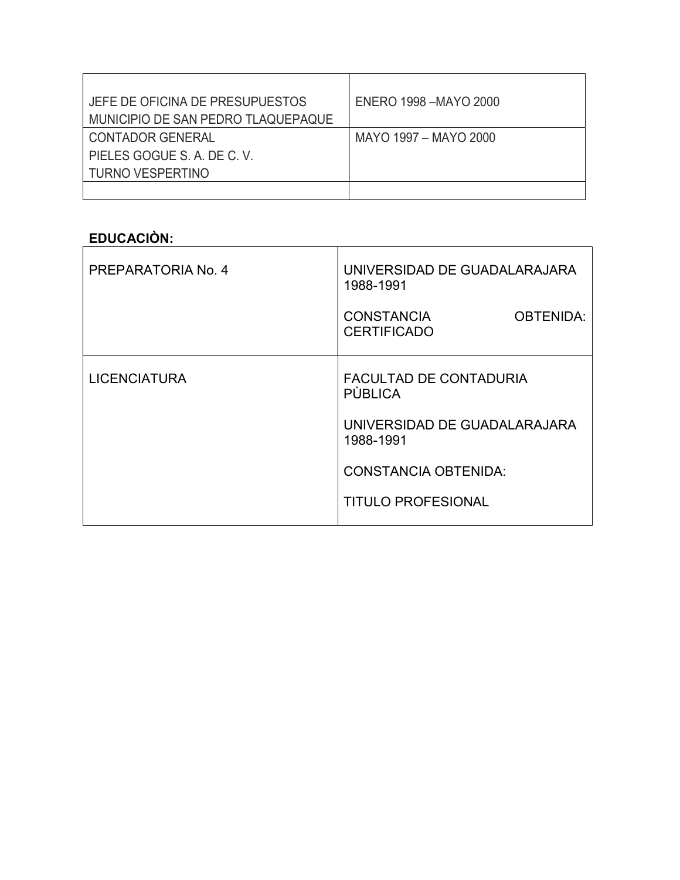| | |
|---|---|
| JEFE DE OFICINA DE PRESUPUESTOS MUNICIPIO DE SAN PEDRO TLAQUEPAQUE | ENERO 1998 –MAYO 2000 |
| CONTADOR GENERAL PIELES GOGUE S. A. DE C. V. TURNO VESPERTINO | MAYO 1997 – MAYO 2000 |
| | |

**EDUCACIÒN:**

| | |
|---|---|
| PREPARATORIA No. 4 | UNIVERSIDAD DE GUADALARAJARA 1988-1991<br><br>CONSTANCIA OBTENIDA: CERTIFICADO |
| LICENCIATURA | FACULTAD DE CONTADURIA PÙBLICA<br><br>UNIVERSIDAD DE GUADALARAJARA 1988-1991<br><br>CONSTANCIA OBTENIDA:<br><br>TITULO PROFESIONAL |